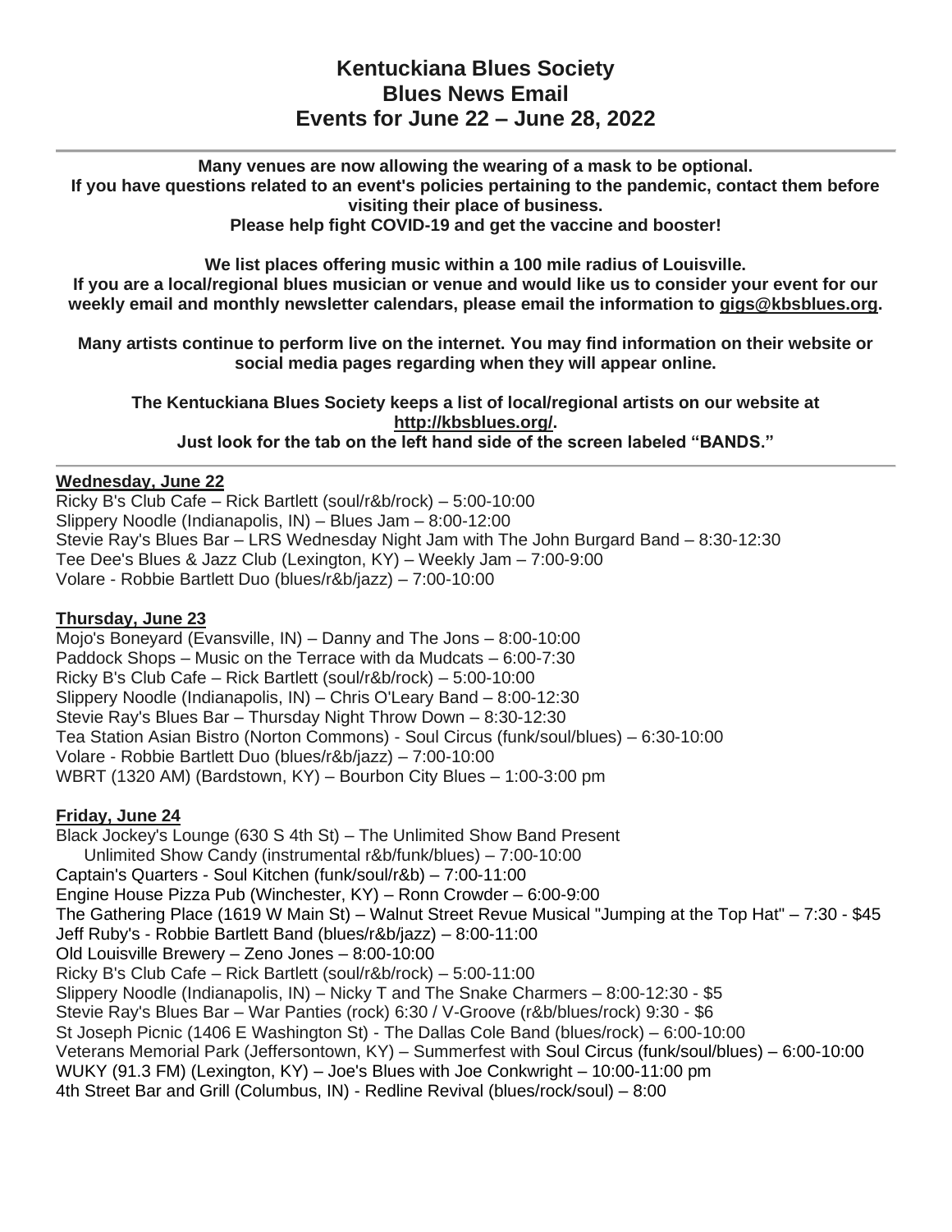# Kentuckiana Blues Society
# Blues News Email
# Events for June 22 – June 28, 2022

---

**Many venues are now allowing the wearing of a mask to be optional.**
**If you have questions related to an event's policies pertaining to the pandemic, contact them before visiting their place of business.**
**Please help fight COVID-19 and get the vaccine and booster!**

**We list places offering music within a 100 mile radius of Louisville.**
**If you are a local/regional blues musician or venue and would like us to consider your event for our weekly email and monthly newsletter calendars, please email the information to gigs@kbsblues.org.**

**Many artists continue to perform live on the internet. You may find information on their website or social media pages regarding when they will appear online.**

**The Kentuckiana Blues Society keeps a list of local/regional artists on our website at http://kbsblues.org/.**
**Just look for the tab on the left hand side of the screen labeled "BANDS."**

---

**Wednesday, June 22**

Ricky B's Club Cafe – Rick Bartlett (soul/r&b/rock) – 5:00-10:00
Slippery Noodle (Indianapolis, IN) – Blues Jam – 8:00-12:00
Stevie Ray's Blues Bar – LRS Wednesday Night Jam with The John Burgard Band – 8:30-12:30
Tee Dee's Blues & Jazz Club (Lexington, KY) – Weekly Jam – 7:00-9:00
Volare - Robbie Bartlett Duo (blues/r&b/jazz) – 7:00-10:00

**Thursday, June 23**

Mojo's Boneyard (Evansville, IN) – Danny and The Jons – 8:00-10:00
Paddock Shops – Music on the Terrace with da Mudcats – 6:00-7:30
Ricky B's Club Cafe – Rick Bartlett (soul/r&b/rock) – 5:00-10:00
Slippery Noodle (Indianapolis, IN) – Chris O'Leary Band – 8:00-12:30
Stevie Ray's Blues Bar – Thursday Night Throw Down – 8:30-12:30
Tea Station Asian Bistro (Norton Commons) - Soul Circus (funk/soul/blues) – 6:30-10:00
Volare - Robbie Bartlett Duo (blues/r&b/jazz) – 7:00-10:00
WBRT (1320 AM) (Bardstown, KY) – Bourbon City Blues – 1:00-3:00 pm

**Friday, June 24**

Black Jockey's Lounge (630 S 4th St) – The Unlimited Show Band Present
Unlimited Show Candy (instrumental r&b/funk/blues) – 7:00-10:00
Captain's Quarters - Soul Kitchen (funk/soul/r&b) – 7:00-11:00
Engine House Pizza Pub (Winchester, KY) – Ronn Crowder – 6:00-9:00
The Gathering Place (1619 W Main St) – Walnut Street Revue Musical "Jumping at the Top Hat" – 7:30 - $45
Jeff Ruby's - Robbie Bartlett Band (blues/r&b/jazz) – 8:00-11:00
Old Louisville Brewery – Zeno Jones – 8:00-10:00
Ricky B's Club Cafe – Rick Bartlett (soul/r&b/rock) – 5:00-11:00
Slippery Noodle (Indianapolis, IN) – Nicky T and The Snake Charmers – 8:00-12:30 - $5
Stevie Ray's Blues Bar – War Panties (rock) 6:30 / V-Groove (r&b/blues/rock) 9:30 - $6
St Joseph Picnic (1406 E Washington St) - The Dallas Cole Band (blues/rock) – 6:00-10:00
Veterans Memorial Park (Jeffersontown, KY) – Summerfest with Soul Circus (funk/soul/blues) – 6:00-10:00
WUKY (91.3 FM) (Lexington, KY) – Joe's Blues with Joe Conkwright – 10:00-11:00 pm
4th Street Bar and Grill (Columbus, IN) - Redline Revival (blues/rock/soul) – 8:00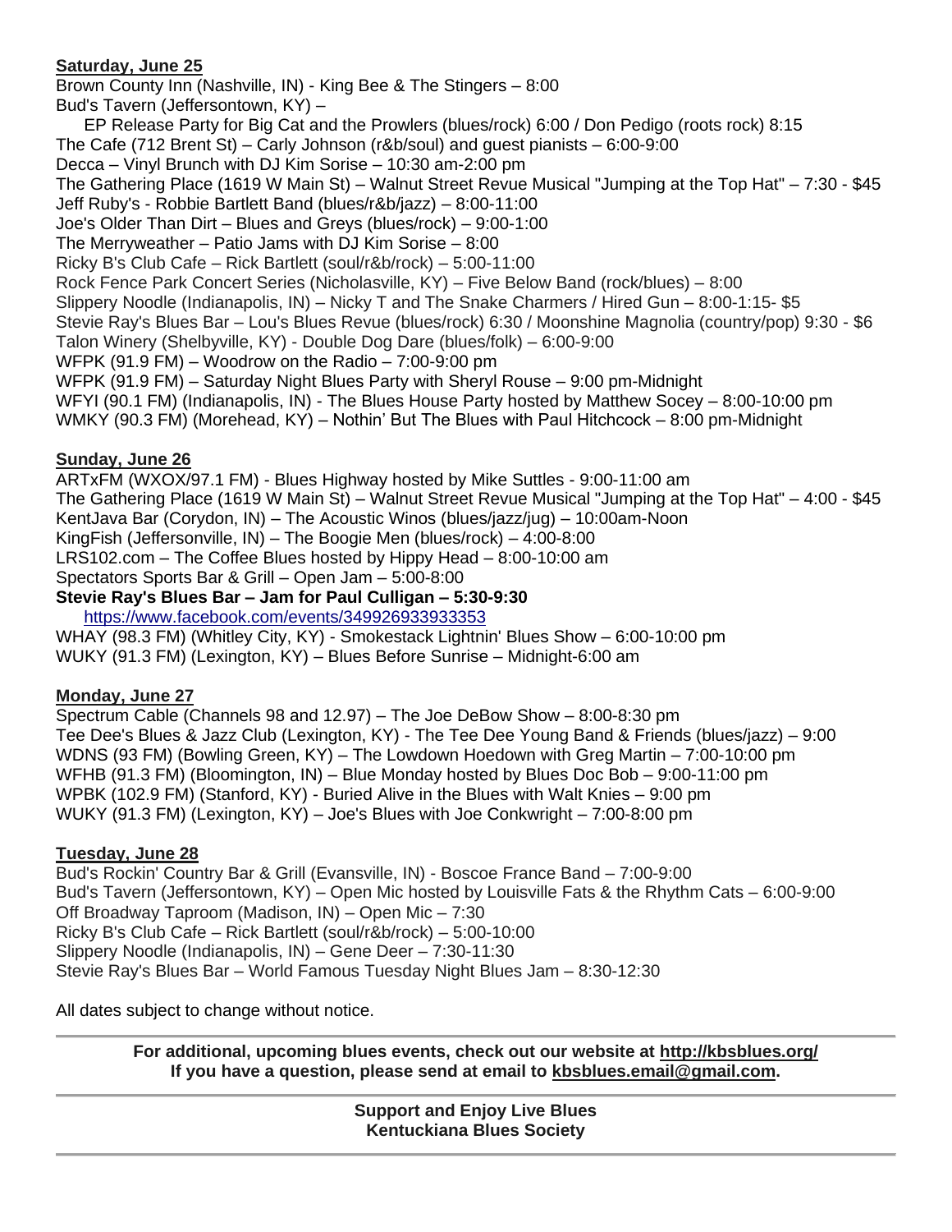**Saturday, June 25**

Brown County Inn (Nashville, IN) - King Bee & The Stingers – 8:00
Bud's Tavern (Jeffersontown, KY) –
EP Release Party for Big Cat and the Prowlers (blues/rock) 6:00 / Don Pedigo (roots rock) 8:15
The Cafe (712 Brent St) – Carly Johnson (r&b/soul) and guest pianists – 6:00-9:00
Decca – Vinyl Brunch with DJ Kim Sorise – 10:30 am-2:00 pm
The Gathering Place (1619 W Main St) – Walnut Street Revue Musical "Jumping at the Top Hat" – 7:30 - $45
Jeff Ruby's - Robbie Bartlett Band (blues/r&b/jazz) – 8:00-11:00
Joe's Older Than Dirt – Blues and Greys (blues/rock) – 9:00-1:00
The Merryweather – Patio Jams with DJ Kim Sorise – 8:00
Ricky B's Club Cafe – Rick Bartlett (soul/r&b/rock) – 5:00-11:00
Rock Fence Park Concert Series (Nicholasville, KY) – Five Below Band (rock/blues) – 8:00
Slippery Noodle (Indianapolis, IN) – Nicky T and The Snake Charmers / Hired Gun – 8:00-1:15- $5
Stevie Ray's Blues Bar – Lou's Blues Revue (blues/rock) 6:30 / Moonshine Magnolia (country/pop) 9:30 - $6
Talon Winery (Shelbyville, KY) - Double Dog Dare (blues/folk) – 6:00-9:00
WFPK (91.9 FM) – Woodrow on the Radio – 7:00-9:00 pm
WFPK (91.9 FM) – Saturday Night Blues Party with Sheryl Rouse – 9:00 pm-Midnight
WFYI (90.1 FM) (Indianapolis, IN) - The Blues House Party hosted by Matthew Socey – 8:00-10:00 pm
WMKY (90.3 FM) (Morehead, KY) – Nothin' But The Blues with Paul Hitchcock – 8:00 pm-Midnight

**Sunday, June 26**

ARTxFM (WXOX/97.1 FM) - Blues Highway hosted by Mike Suttles - 9:00-11:00 am
The Gathering Place (1619 W Main St) – Walnut Street Revue Musical "Jumping at the Top Hat" – 4:00 - $45
KentJava Bar (Corydon, IN) – The Acoustic Winos (blues/jazz/jug) – 10:00am-Noon
KingFish (Jeffersonville, IN) – The Boogie Men (blues/rock) – 4:00-8:00
LRS102.com – The Coffee Blues hosted by Hippy Head – 8:00-10:00 am
Spectators Sports Bar & Grill – Open Jam – 5:00-8:00
**Stevie Ray's Blues Bar – Jam for Paul Culligan – 5:30-9:30**
https://www.facebook.com/events/349926933933353
WHAY (98.3 FM) (Whitley City, KY) - Smokestack Lightnin' Blues Show – 6:00-10:00 pm
WUKY (91.3 FM) (Lexington, KY) – Blues Before Sunrise – Midnight-6:00 am

**Monday, June 27**

Spectrum Cable (Channels 98 and 12.97) – The Joe DeBow Show – 8:00-8:30 pm
Tee Dee's Blues & Jazz Club (Lexington, KY) - The Tee Dee Young Band & Friends (blues/jazz) – 9:00
WDNS (93 FM) (Bowling Green, KY) – The Lowdown Hoedown with Greg Martin – 7:00-10:00 pm
WFHB (91.3 FM) (Bloomington, IN) – Blue Monday hosted by Blues Doc Bob – 9:00-11:00 pm
WPBK (102.9 FM) (Stanford, KY) - Buried Alive in the Blues with Walt Knies – 9:00 pm
WUKY (91.3 FM) (Lexington, KY) – Joe's Blues with Joe Conkwright – 7:00-8:00 pm

**Tuesday, June 28**

Bud's Rockin' Country Bar & Grill (Evansville, IN) - Boscoe France Band – 7:00-9:00
Bud's Tavern (Jeffersontown, KY) – Open Mic hosted by Louisville Fats & the Rhythm Cats – 6:00-9:00
Off Broadway Taproom (Madison, IN) – Open Mic – 7:30
Ricky B's Club Cafe – Rick Bartlett (soul/r&b/rock) – 5:00-10:00
Slippery Noodle (Indianapolis, IN) – Gene Deer – 7:30-11:30
Stevie Ray's Blues Bar – World Famous Tuesday Night Blues Jam – 8:30-12:30

All dates subject to change without notice.

---

**For additional, upcoming blues events, check out our website at http://kbsblues.org/**
**If you have a question, please send at email to kbsblues.email@gmail.com.**

---

**Support and Enjoy Live Blues**
**Kentuckiana Blues Society**

---